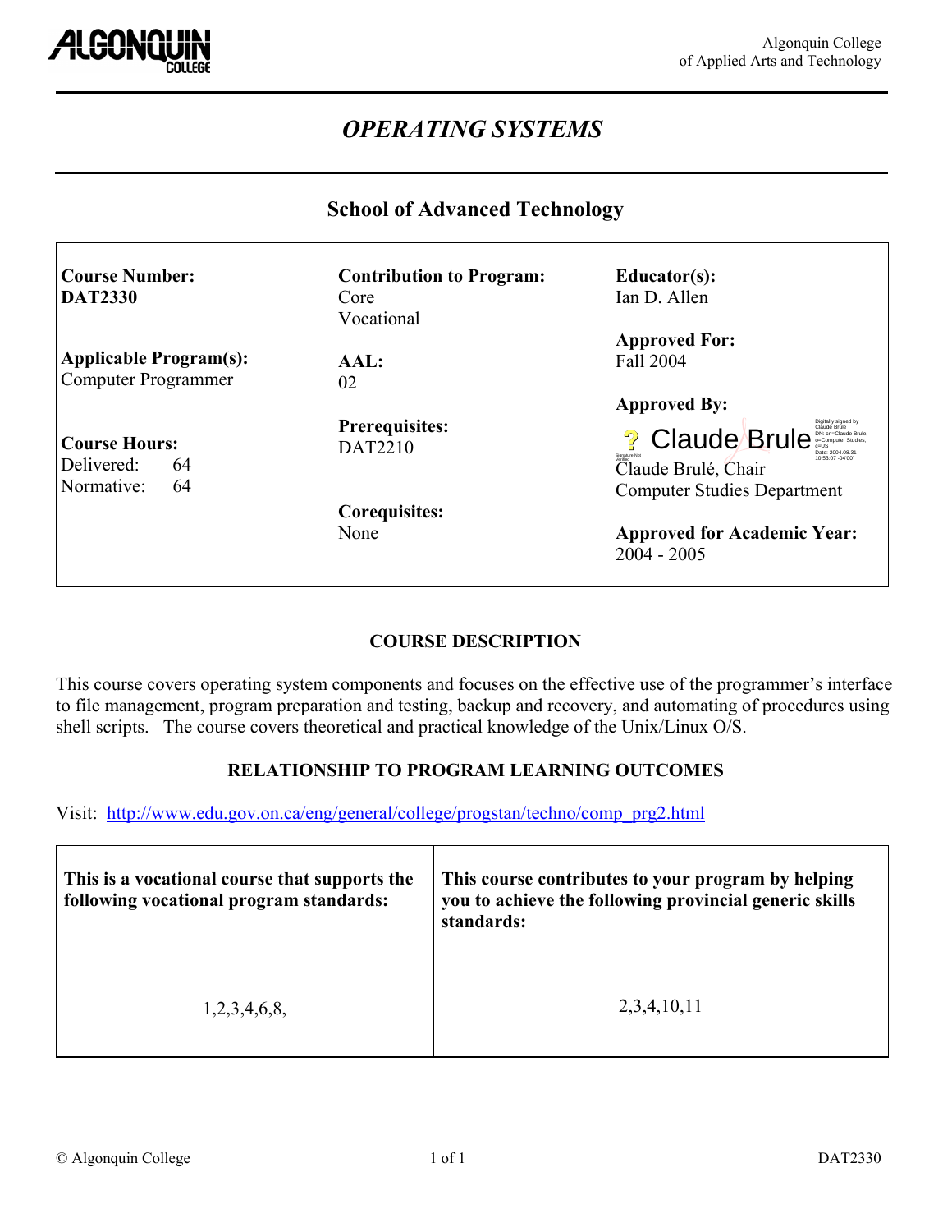Algonquin College
of Applied Arts and Technology

# *OPERATING SYSTEMS*

## School of Advanced Technology

| | | |
|---|---|---|
| **Course Number:**<br>**DAT2330**<br><br>**Applicable Program(s):**<br>Computer Programmer<br><br>**Course Hours:**<br>Delivered: 64<br>Normative: 64 | **Contribution to Program:**<br>Core<br>Vocational<br><br>**AAL:**<br>02<br><br>**Prerequisites:**<br>DAT2210<br><br>**Corequisites:**<br>None | **Educator(s):**<br>Ian D. Allen<br><br>**Approved For:**<br>Fall 2004<br><br>**Approved By:**<br>Claude Brule<br>Claude Brulé, Chair<br>Computer Studies Department<br><br>**Approved for Academic Year:**<br>2004 - 2005 |

### COURSE DESCRIPTION

This course covers operating system components and focuses on the effective use of the programmer's interface to file management, program preparation and testing, backup and recovery, and automating of procedures using shell scripts. The course covers theoretical and practical knowledge of the Unix/Linux O/S.

### RELATIONSHIP TO PROGRAM LEARNING OUTCOMES

Visit: http://www.edu.gov.on.ca/eng/general/college/progstan/techno/comp_prg2.html

| This is a vocational course that supports the following vocational program standards: | This course contributes to your program by helping you to achieve the following provincial generic skills standards: |
|---|---|
| 1,2,3,4,6,8, | 2,3,4,10,11 |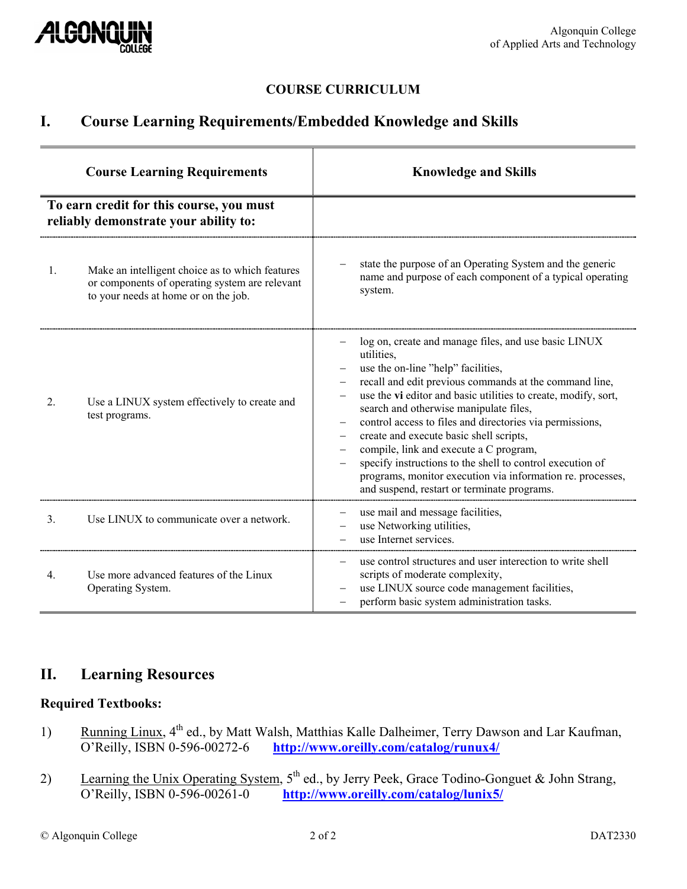## COURSE CURRICULUM

# I. Course Learning Requirements/Embedded Knowledge and Skills

| Course Learning Requirements | Knowledge and Skills |
|---|---|
| **To earn credit for this course, you must reliably demonstrate your ability to:** | |
| 1. Make an intelligent choice as to which features or components of operating system are relevant to your needs at home or on the job. | – state the purpose of an Operating System and the generic name and purpose of each component of a typical operating system. |
| 2. Use a LINUX system effectively to create and test programs. | – log on, create and manage files, and use basic LINUX utilities,<br>– use the on-line "help" facilities,<br>– recall and edit previous commands at the command line,<br>– use the **vi** editor and basic utilities to create, modify, sort, search and otherwise manipulate files,<br>– control access to files and directories via permissions,<br>– create and execute basic shell scripts,<br>– compile, link and execute a C program,<br>– specify instructions to the shell to control execution of programs, monitor execution via information re. processes, and suspend, restart or terminate programs. |
| 3. Use LINUX to communicate over a network. | – use mail and message facilities,<br>– use Networking utilities,<br>– use Internet services. |
| 4. Use more advanced features of the Linux Operating System. | – use control structures and user interection to write shell scripts of moderate complexity,<br>– use LINUX source code management facilities,<br>– perform basic system administration tasks. |

# II. Learning Resources

### Required Textbooks:

1) Running Linux, 4th ed., by Matt Walsh, Matthias Kalle Dalheimer, Terry Dawson and Lar Kaufman, O'Reilly, ISBN 0-596-00272-6 **http://www.oreilly.com/catalog/runux4/**

2) Learning the Unix Operating System, 5th ed., by Jerry Peek, Grace Todino-Gonguet & John Strang, O'Reilly, ISBN 0-596-00261-0 **http://www.oreilly.com/catalog/lunix5/**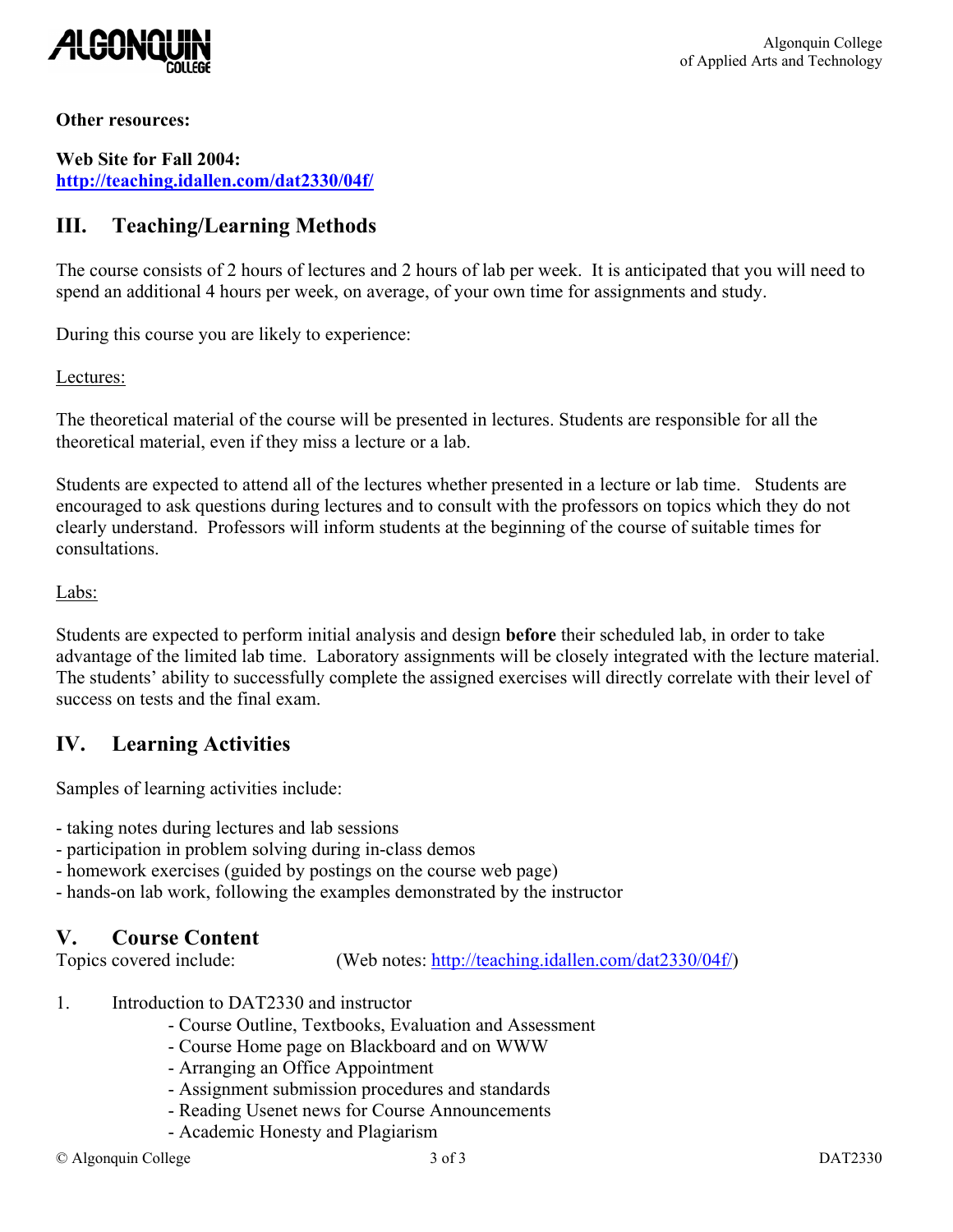**Other resources:**

**Web Site for Fall 2004:**
**http://teaching.idallen.com/dat2330/04f/**

## III. Teaching/Learning Methods

The course consists of 2 hours of lectures and 2 hours of lab per week. It is anticipated that you will need to spend an additional 4 hours per week, on average, of your own time for assignments and study.

During this course you are likely to experience:

Lectures:

The theoretical material of the course will be presented in lectures. Students are responsible for all the theoretical material, even if they miss a lecture or a lab.

Students are expected to attend all of the lectures whether presented in a lecture or lab time. Students are encouraged to ask questions during lectures and to consult with the professors on topics which they do not clearly understand. Professors will inform students at the beginning of the course of suitable times for consultations.

Labs:

Students are expected to perform initial analysis and design **before** their scheduled lab, in order to take advantage of the limited lab time. Laboratory assignments will be closely integrated with the lecture material. The students' ability to successfully complete the assigned exercises will directly correlate with their level of success on tests and the final exam.

## IV. Learning Activities

Samples of learning activities include:

- taking notes during lectures and lab sessions
- participation in problem solving during in-class demos
- homework exercises (guided by postings on the course web page)
- hands-on lab work, following the examples demonstrated by the instructor

## V. Course Content

Topics covered include: (Web notes: http://teaching.idallen.com/dat2330/04f/)

1. Introduction to DAT2330 and instructor
   - Course Outline, Textbooks, Evaluation and Assessment
   - Course Home page on Blackboard and on WWW
   - Arranging an Office Appointment
   - Assignment submission procedures and standards
   - Reading Usenet news for Course Announcements
   - Academic Honesty and Plagiarism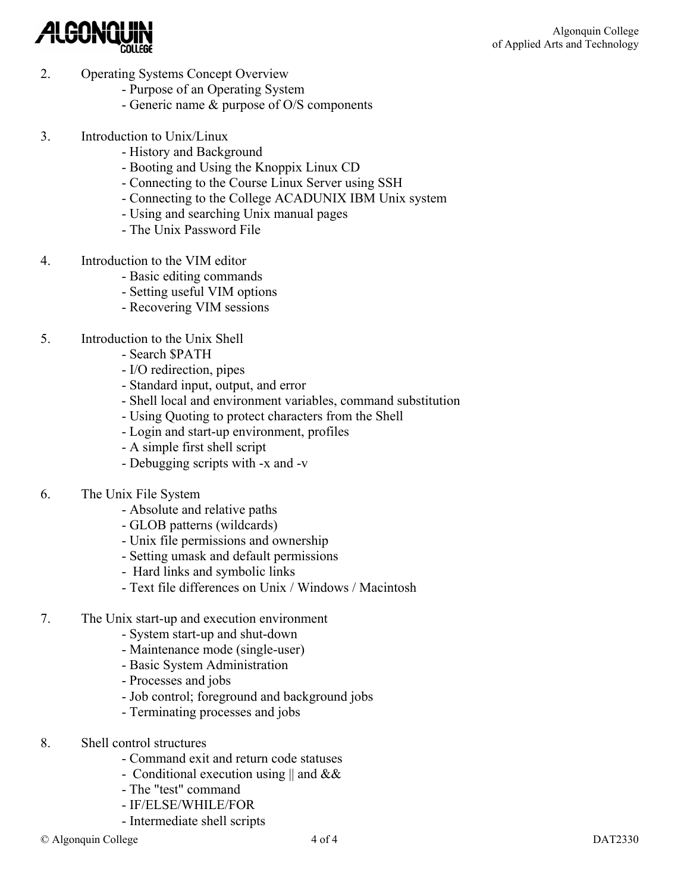2. Operating Systems Concept Overview
   - Purpose of an Operating System
   - Generic name & purpose of O/S components

3. Introduction to Unix/Linux
   - History and Background
   - Booting and Using the Knoppix Linux CD
   - Connecting to the Course Linux Server using SSH
   - Connecting to the College ACADUNIX IBM Unix system
   - Using and searching Unix manual pages
   - The Unix Password File

4. Introduction to the VIM editor
   - Basic editing commands
   - Setting useful VIM options
   - Recovering VIM sessions

5. Introduction to the Unix Shell
   - Search $PATH
   - I/O redirection, pipes
   - Standard input, output, and error
   - Shell local and environment variables, command substitution
   - Using Quoting to protect characters from the Shell
   - Login and start-up environment, profiles
   - A simple first shell script
   - Debugging scripts with -x and -v

6. The Unix File System
   - Absolute and relative paths
   - GLOB patterns (wildcards)
   - Unix file permissions and ownership
   - Setting umask and default permissions
   - Hard links and symbolic links
   - Text file differences on Unix / Windows / Macintosh

7. The Unix start-up and execution environment
   - System start-up and shut-down
   - Maintenance mode (single-user)
   - Basic System Administration
   - Processes and jobs
   - Job control; foreground and background jobs
   - Terminating processes and jobs

8. Shell control structures
   - Command exit and return code statuses
   - Conditional execution using || and &&
   - The "test" command
   - IF/ELSE/WHILE/FOR
   - Intermediate shell scripts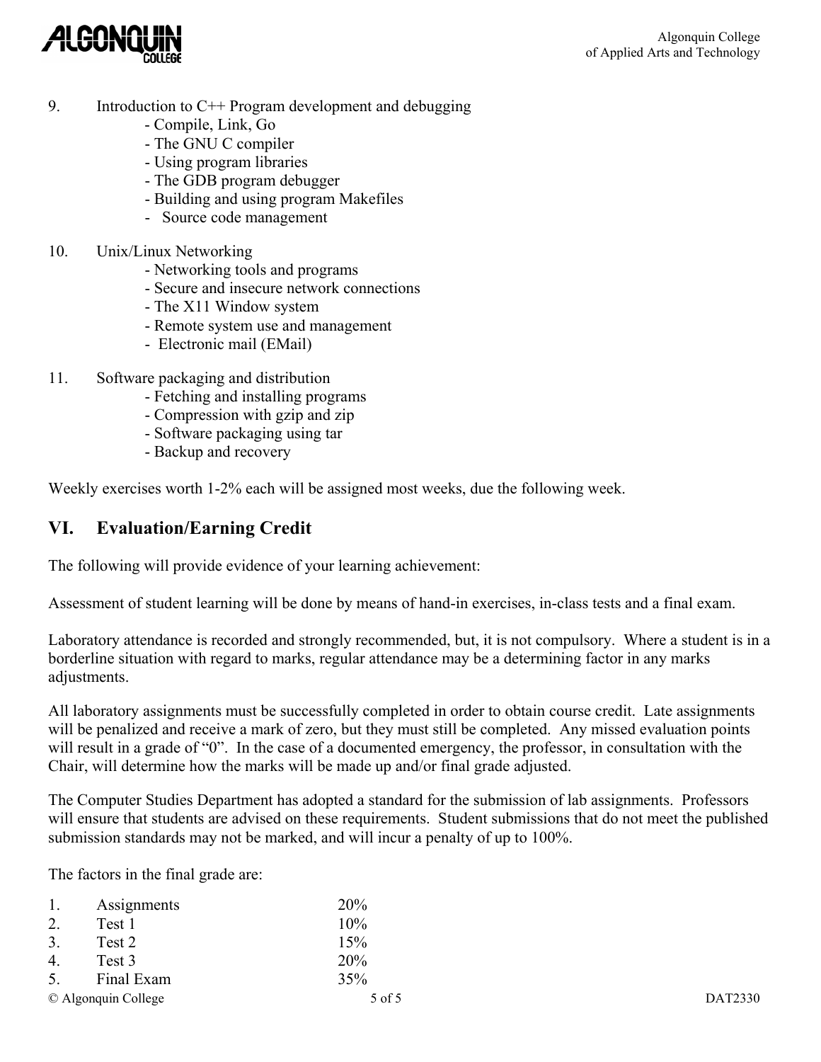9. Introduction to C++ Program development and debugging
   - Compile, Link, Go
   - The GNU C compiler
   - Using program libraries
   - The GDB program debugger
   - Building and using program Makefiles
   - Source code management

10. Unix/Linux Networking
    - Networking tools and programs
    - Secure and insecure network connections
    - The X11 Window system
    - Remote system use and management
    - Electronic mail (EMail)

11. Software packaging and distribution
    - Fetching and installing programs
    - Compression with gzip and zip
    - Software packaging using tar
    - Backup and recovery

Weekly exercises worth 1-2% each will be assigned most weeks, due the following week.

## VI. Evaluation/Earning Credit

The following will provide evidence of your learning achievement:

Assessment of student learning will be done by means of hand-in exercises, in-class tests and a final exam.

Laboratory attendance is recorded and strongly recommended, but, it is not compulsory. Where a student is in a borderline situation with regard to marks, regular attendance may be a determining factor in any marks adjustments.

All laboratory assignments must be successfully completed in order to obtain course credit. Late assignments will be penalized and receive a mark of zero, but they must still be completed. Any missed evaluation points will result in a grade of "0". In the case of a documented emergency, the professor, in consultation with the Chair, will determine how the marks will be made up and/or final grade adjusted.

The Computer Studies Department has adopted a standard for the submission of lab assignments. Professors will ensure that students are advised on these requirements. Student submissions that do not meet the published submission standards may not be marked, and will incur a penalty of up to 100%.

The factors in the final grade are:

| | | |
|---|---|---|
| 1. | Assignments | 20% |
| 2. | Test 1 | 10% |
| 3. | Test 2 | 15% |
| 4. | Test 3 | 20% |
| 5. | Final Exam | 35% |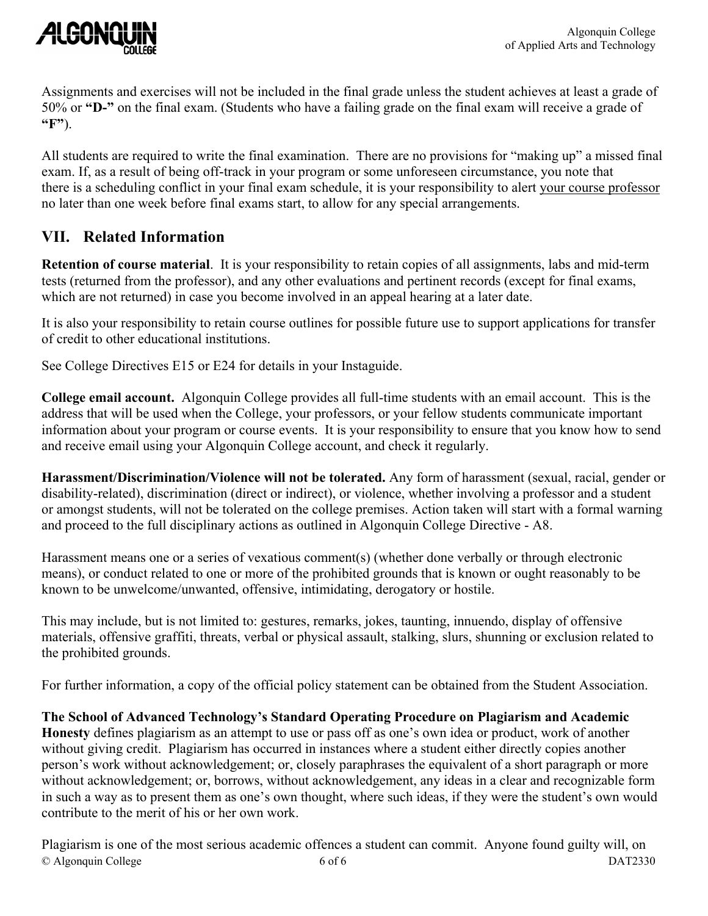Assignments and exercises will not be included in the final grade unless the student achieves at least a grade of 50% or **"D-"** on the final exam. (Students who have a failing grade on the final exam will receive a grade of **"F"**).

All students are required to write the final examination. There are no provisions for "making up" a missed final exam. If, as a result of being off-track in your program or some unforeseen circumstance, you note that there is a scheduling conflict in your final exam schedule, it is your responsibility to alert your course professor no later than one week before final exams start, to allow for any special arrangements.

## VII. Related Information

**Retention of course material**. It is your responsibility to retain copies of all assignments, labs and mid-term tests (returned from the professor), and any other evaluations and pertinent records (except for final exams, which are not returned) in case you become involved in an appeal hearing at a later date.

It is also your responsibility to retain course outlines for possible future use to support applications for transfer of credit to other educational institutions.

See College Directives E15 or E24 for details in your Instaguide.

**College email account.** Algonquin College provides all full-time students with an email account. This is the address that will be used when the College, your professors, or your fellow students communicate important information about your program or course events. It is your responsibility to ensure that you know how to send and receive email using your Algonquin College account, and check it regularly.

**Harassment/Discrimination/Violence will not be tolerated.** Any form of harassment (sexual, racial, gender or disability-related), discrimination (direct or indirect), or violence, whether involving a professor and a student or amongst students, will not be tolerated on the college premises. Action taken will start with a formal warning and proceed to the full disciplinary actions as outlined in Algonquin College Directive - A8.

Harassment means one or a series of vexatious comment(s) (whether done verbally or through electronic means), or conduct related to one or more of the prohibited grounds that is known or ought reasonably to be known to be unwelcome/unwanted, offensive, intimidating, derogatory or hostile.

This may include, but is not limited to: gestures, remarks, jokes, taunting, innuendo, display of offensive materials, offensive graffiti, threats, verbal or physical assault, stalking, slurs, shunning or exclusion related to the prohibited grounds.

For further information, a copy of the official policy statement can be obtained from the Student Association.

**The School of Advanced Technology's Standard Operating Procedure on Plagiarism and Academic Honesty** defines plagiarism as an attempt to use or pass off as one's own idea or product, work of another without giving credit. Plagiarism has occurred in instances where a student either directly copies another person's work without acknowledgement; or, closely paraphrases the equivalent of a short paragraph or more without acknowledgement; or, borrows, without acknowledgement, any ideas in a clear and recognizable form in such a way as to present them as one's own thought, where such ideas, if they were the student's own would contribute to the merit of his or her own work.

Plagiarism is one of the most serious academic offences a student can commit. Anyone found guilty will, on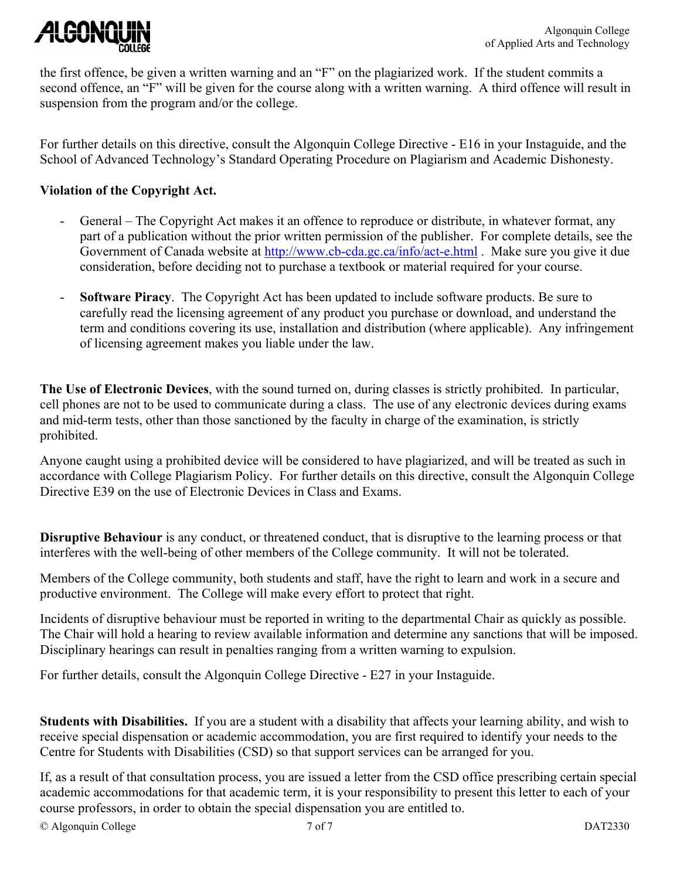the first offence, be given a written warning and an "F" on the plagiarized work. If the student commits a second offence, an "F" will be given for the course along with a written warning. A third offence will result in suspension from the program and/or the college.

For further details on this directive, consult the Algonquin College Directive - E16 in your Instaguide, and the School of Advanced Technology's Standard Operating Procedure on Plagiarism and Academic Dishonesty.

**Violation of the Copyright Act.**

- General – The Copyright Act makes it an offence to reproduce or distribute, in whatever format, any part of a publication without the prior written permission of the publisher. For complete details, see the Government of Canada website at http://www.cb-cda.gc.ca/info/act-e.html . Make sure you give it due consideration, before deciding not to purchase a textbook or material required for your course.

- **Software Piracy**. The Copyright Act has been updated to include software products. Be sure to carefully read the licensing agreement of any product you purchase or download, and understand the term and conditions covering its use, installation and distribution (where applicable). Any infringement of licensing agreement makes you liable under the law.

**The Use of Electronic Devices**, with the sound turned on, during classes is strictly prohibited. In particular, cell phones are not to be used to communicate during a class. The use of any electronic devices during exams and mid-term tests, other than those sanctioned by the faculty in charge of the examination, is strictly prohibited.

Anyone caught using a prohibited device will be considered to have plagiarized, and will be treated as such in accordance with College Plagiarism Policy. For further details on this directive, consult the Algonquin College Directive E39 on the use of Electronic Devices in Class and Exams.

**Disruptive Behaviour** is any conduct, or threatened conduct, that is disruptive to the learning process or that interferes with the well-being of other members of the College community. It will not be tolerated.

Members of the College community, both students and staff, have the right to learn and work in a secure and productive environment. The College will make every effort to protect that right.

Incidents of disruptive behaviour must be reported in writing to the departmental Chair as quickly as possible. The Chair will hold a hearing to review available information and determine any sanctions that will be imposed. Disciplinary hearings can result in penalties ranging from a written warning to expulsion.

For further details, consult the Algonquin College Directive - E27 in your Instaguide.

**Students with Disabilities.** If you are a student with a disability that affects your learning ability, and wish to receive special dispensation or academic accommodation, you are first required to identify your needs to the Centre for Students with Disabilities (CSD) so that support services can be arranged for you.

If, as a result of that consultation process, you are issued a letter from the CSD office prescribing certain special academic accommodations for that academic term, it is your responsibility to present this letter to each of your course professors, in order to obtain the special dispensation you are entitled to.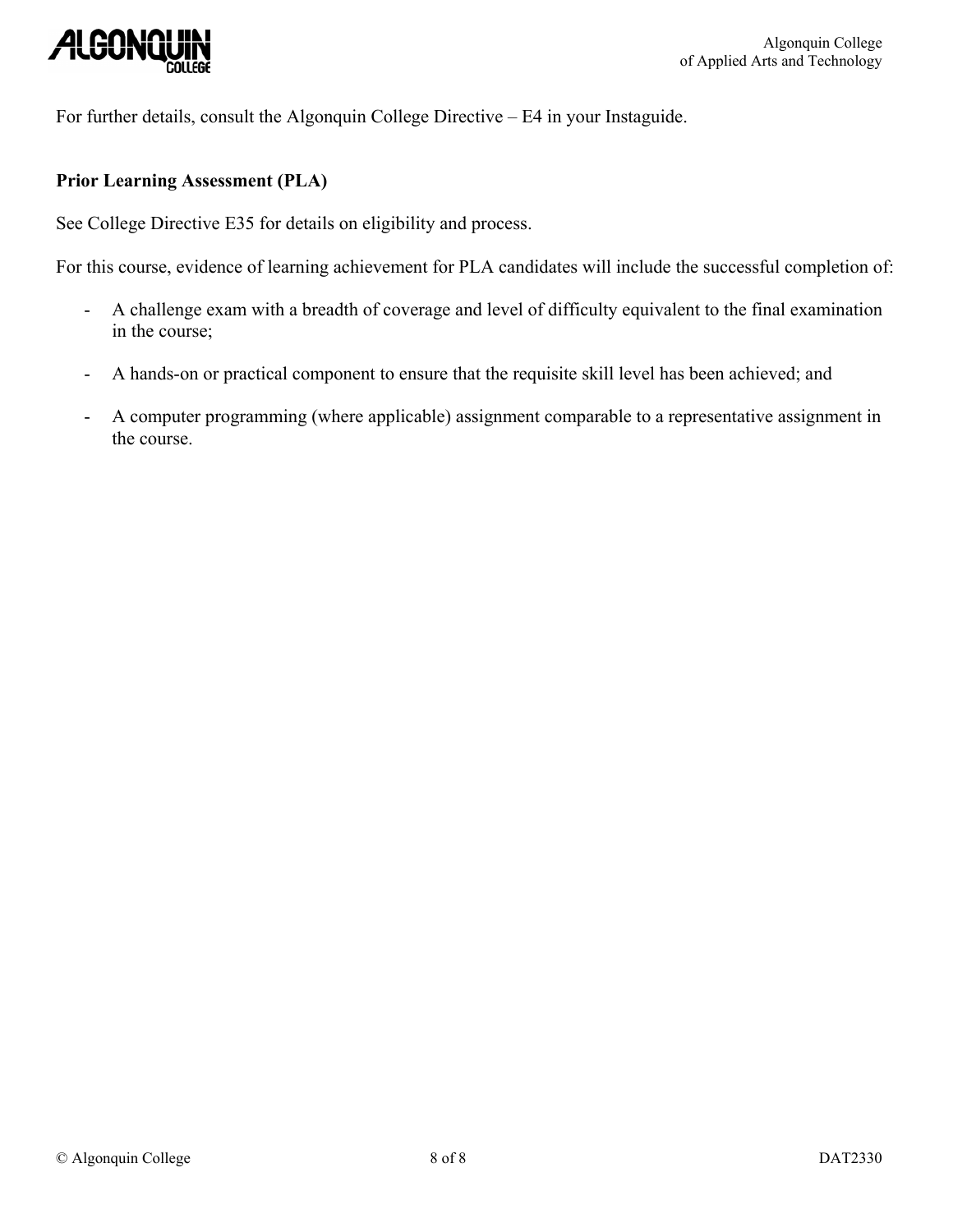For further details, consult the Algonquin College Directive – E4 in your Instaguide.

**Prior Learning Assessment (PLA)**

See College Directive E35 for details on eligibility and process.

For this course, evidence of learning achievement for PLA candidates will include the successful completion of:

- A challenge exam with a breadth of coverage and level of difficulty equivalent to the final examination in the course;
- A hands-on or practical component to ensure that the requisite skill level has been achieved; and
- A computer programming (where applicable) assignment comparable to a representative assignment in the course.